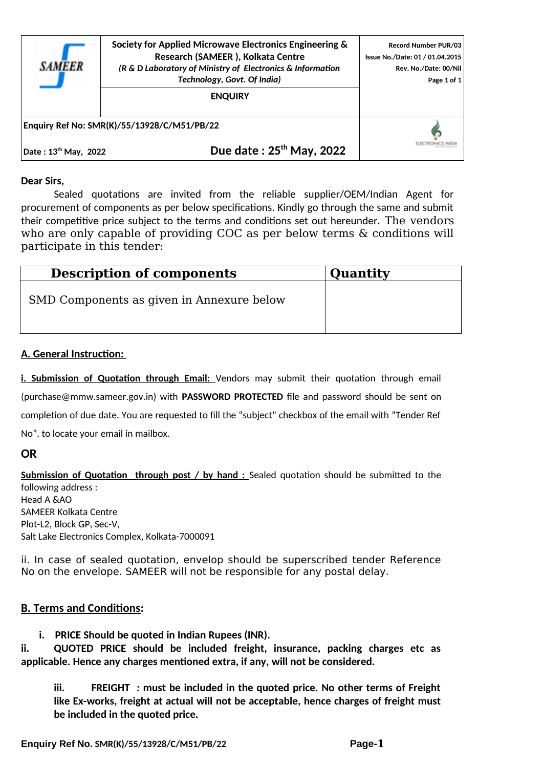| SAMEER | Society for Applied Microwave Electronics Engineering & Research (SAMEER ), Kolkata Centre<br>*(R & D Laboratory of Ministry of Electronics & Information Technology, Govt. Of India)* | Record Number PUR/03<br>Issue No./Date: 01 / 01.04.2015<br>Rev. No./Date: 00/Nil<br>Page 1 of 1 |
|---|---|---|
| | **ENQUIRY** | |
| **Enquiry Ref No: SMR(K)/55/13928/C/M51/PB/22** | | ELECTRONICS INDIA |
| **Date : 13th May, 2022** | **Due date : 25th May, 2022** | |

**Dear Sirs,**

Sealed quotations are invited from the reliable supplier/OEM/Indian Agent for procurement of components as per below specifications. Kindly go through the same and submit their competitive price subject to the terms and conditions set out hereunder. The vendors who are only capable of providing COC as per below terms & conditions will participate in this tender:

| Description of components | Quantity |
|---|---|
| SMD Components as given in Annexure below | |

## A. General Instruction:

**i. Submission of Quotation through Email:** Vendors may submit their quotation through email (purchase@mmw.sameer.gov.in) with **PASSWORD PROTECTED** file and password should be sent on completion of due date. You are requested to fill the "subject" checkbox of the email with "Tender Ref No". to locate your email in mailbox.

**OR**

**Submission of Quotation through post / by hand :** Sealed quotation should be submitted to the following address :
Head A &AO
SAMEER Kolkata Centre
Plot-L2, Block ~~GP, Sec~~-V,
Salt Lake Electronics Complex, Kolkata-7000091

ii. In case of sealed quotation, envelop should be superscribed tender Reference No on the envelope. SAMEER will not be responsible for any postal delay.

## B. Terms and Conditions:

i. **PRICE Should be quoted in Indian Rupees (INR).**

ii. **QUOTED PRICE should be included freight, insurance, packing charges etc as applicable. Hence any charges mentioned extra, if any, will not be considered.**

iii. **FREIGHT : must be included in the quoted price. No other terms of Freight like Ex-works, freight at actual will not be acceptable, hence charges of freight must be included in the quoted price.**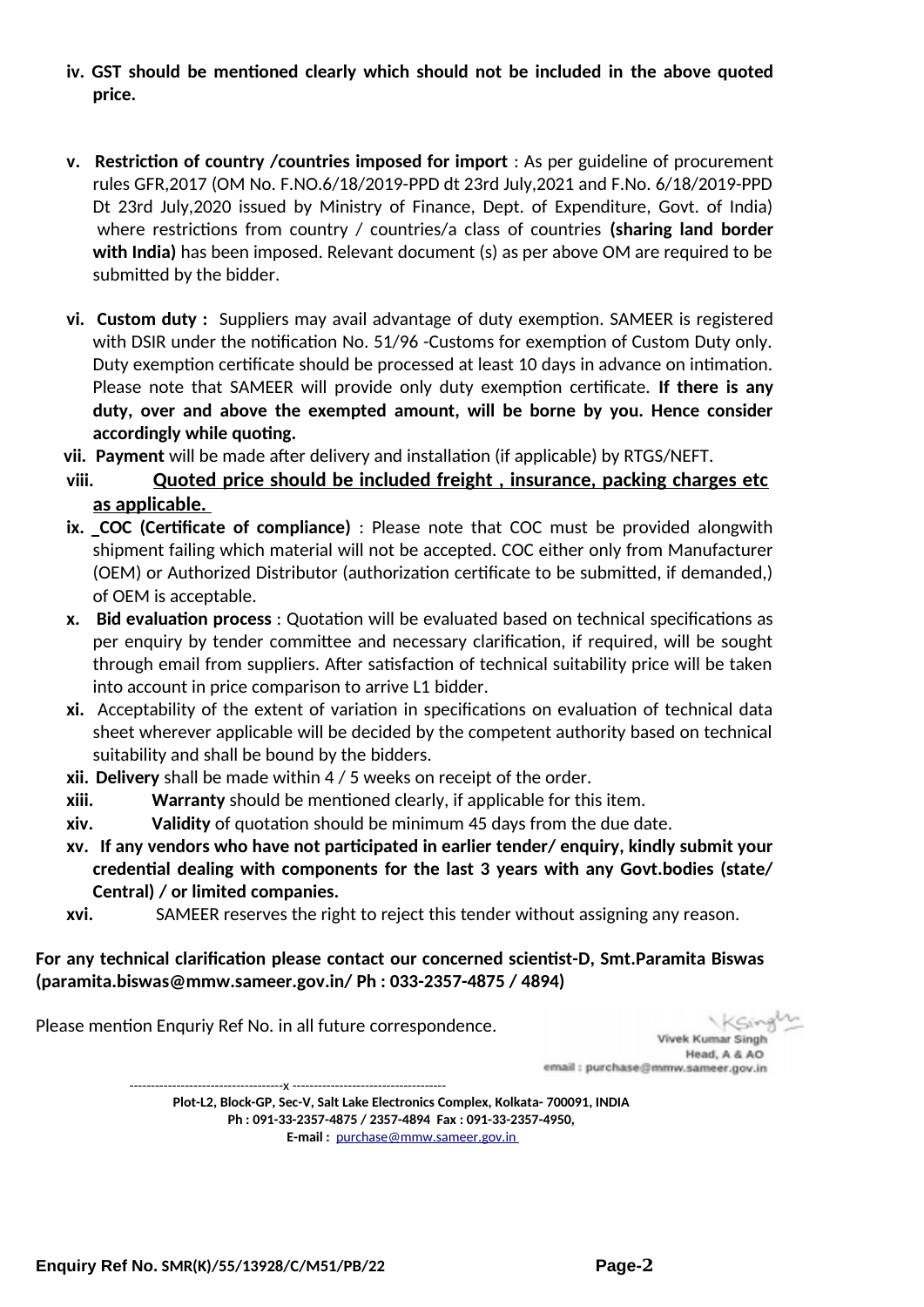iv. **GST should be mentioned clearly which should not be included in the above quoted price.**

v. **Restriction of country /countries imposed for import** : As per guideline of procurement rules GFR,2017 (OM No. F.NO.6/18/2019-PPD dt 23rd July,2021 and F.No. 6/18/2019-PPD Dt 23rd July,2020 issued by Ministry of Finance, Dept. of Expenditure, Govt. of India) where restrictions from country / countries/a class of countries **(sharing land border with India)** has been imposed. Relevant document (s) as per above OM are required to be submitted by the bidder.

vi. **Custom duty :** Suppliers may avail advantage of duty exemption. SAMEER is registered with DSIR under the notification No. 51/96 -Customs for exemption of Custom Duty only. Duty exemption certificate should be processed at least 10 days in advance on intimation. Please note that SAMEER will provide only duty exemption certificate. **If there is any duty, over and above the exempted amount, will be borne by you. Hence consider accordingly while quoting.**

vii. **Payment** will be made after delivery and installation (if applicable) by RTGS/NEFT.

viii. **Quoted price should be included freight , insurance, packing charges etc as applicable.**

ix. **COC (Certificate of compliance)** : Please note that COC must be provided alongwith shipment failing which material will not be accepted. COC either only from Manufacturer (OEM) or Authorized Distributor (authorization certificate to be submitted, if demanded,) of OEM is acceptable.

x. **Bid evaluation process** : Quotation will be evaluated based on technical specifications as per enquiry by tender committee and necessary clarification, if required, will be sought through email from suppliers. After satisfaction of technical suitability price will be taken into account in price comparison to arrive L1 bidder.

xi. Acceptability of the extent of variation in specifications on evaluation of technical data sheet wherever applicable will be decided by the competent authority based on technical suitability and shall be bound by the bidders.

xii. **Delivery** shall be made within 4 / 5 weeks on receipt of the order.

xiii. **Warranty** should be mentioned clearly, if applicable for this item.

xiv. **Validity** of quotation should be minimum 45 days from the due date.

xv. **If any vendors who have not participated in earlier tender/ enquiry, kindly submit your credential dealing with components for the last 3 years with any Govt.bodies (state/ Central) / or limited companies.**

xvi. SAMEER reserves the right to reject this tender without assigning any reason.

**For any technical clarification please contact our concerned scientist-D, Smt.Paramita Biswas (paramita.biswas@mmw.sameer.gov.in/ Ph : 033-2357-4875 / 4894)**

Please mention Enquriy Ref No. in all future correspondence.

Vivek Kumar Singh
Head, A & AO
email : purchase@mmw.sameer.gov.in

**Plot-L2, Block-GP, Sec-V, Salt Lake Electronics Complex, Kolkata- 700091, INDIA**
**Ph : 091-33-2357-4875 / 2357-4894 Fax : 091-33-2357-4950,**
**E-mail :** purchase@mmw.sameer.gov.in

**Enquiry Ref No. SMR(K)/55/13928/C/M51/PB/22**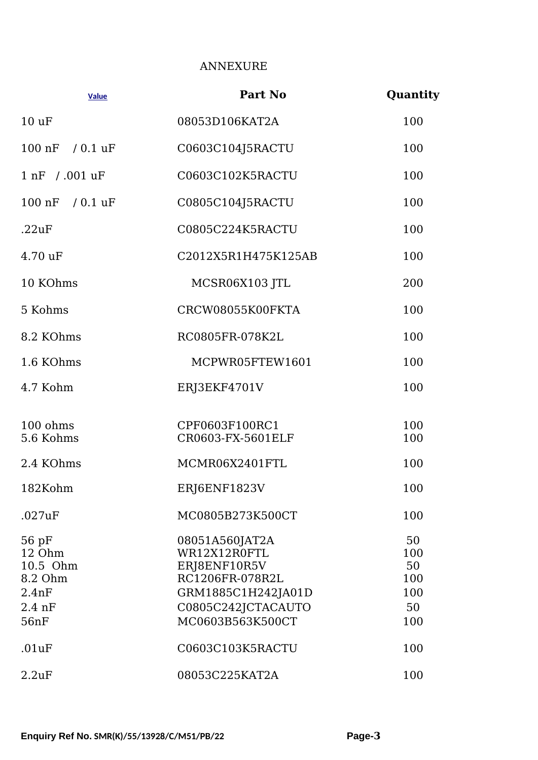ANNEXURE

| Value | Part No | Quantity |
|---|---|---|
| 10 uF | 08053D106KAT2A | 100 |
| 100 nF / 0.1 uF | C0603C104J5RACTU | 100 |
| 1 nF / .001 uF | C0603C102K5RACTU | 100 |
| 100 nF / 0.1 uF | C0805C104J5RACTU | 100 |
| .22uF | C0805C224K5RACTU | 100 |
| 4.70 uF | C2012X5R1H475K125AB | 100 |
| 10 KOhms | MCSR06X103 JTL | 200 |
| 5 Kohms | CRCW08055K00FKTA | 100 |
| 8.2 KOhms | RC0805FR-078K2L | 100 |
| 1.6 KOhms | MCPWR05FTEW1601 | 100 |
| 4.7 Kohm | ERJ3EKF4701V | 100 |
| 100 ohms | CPF0603F100RC1 | 100 |
| 5.6 Kohms | CR0603-FX-5601ELF | 100 |
| 2.4 KOhms | MCMR06X2401FTL | 100 |
| 182Kohm | ERJ6ENF1823V | 100 |
| .027uF | MC0805B273K500CT | 100 |
| 56 pF | 08051A560JAT2A | 50 |
| 12 Ohm | WR12X12R0FTL | 100 |
| 10.5 Ohm | ERJ8ENF10R5V | 50 |
| 8.2 Ohm | RC1206FR-078R2L | 100 |
| 2.4nF | GRM1885C1H242JA01D | 100 |
| 2.4 nF | C0805C242JCTACAUTO | 50 |
| 56nF | MC0603B563K500CT | 100 |
| .01uF | C0603C103K5RACTU | 100 |
| 2.2uF | 08053C225KAT2A | 100 |

Enquiry Ref No. SMR(K)/55/13928/C/M51/PB/22